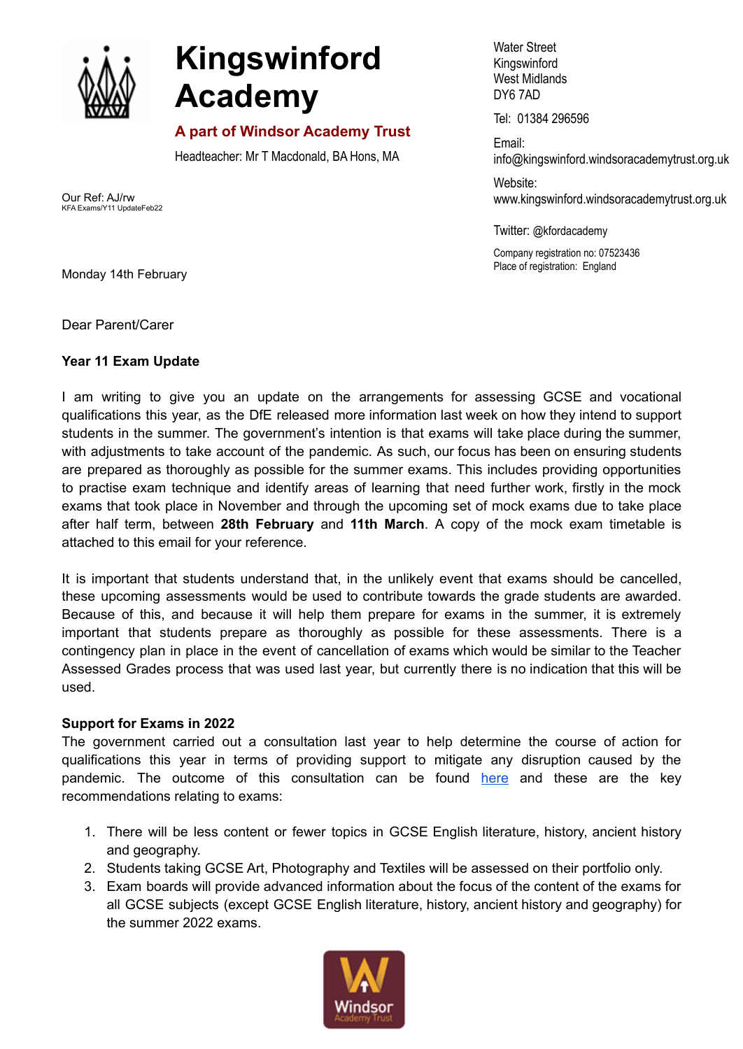# Kingswinford Academy

**A part of Windsor Academy Trust**

Headteacher: Mr T Macdonald, BA Hons, MA

Water Street
Kingswinford
West Midlands
DY6 7AD

Tel: 01384 296596

Email:
info@kingswinford.windsoracademytrust.org.uk

Website:
www.kingswinford.windsoracademytrust.org.uk

Twitter: @kfordacademy

Company registration no: 07523436
Place of registration: England

Our Ref: AJ/rw
KFA Exams/Y11 UpdateFeb22

Monday 14th February

Dear Parent/Carer

**Year 11 Exam Update**

I am writing to give you an update on the arrangements for assessing GCSE and vocational qualifications this year, as the DfE released more information last week on how they intend to support students in the summer. The government's intention is that exams will take place during the summer, with adjustments to take account of the pandemic. As such, our focus has been on ensuring students are prepared as thoroughly as possible for the summer exams. This includes providing opportunities to practise exam technique and identify areas of learning that need further work, firstly in the mock exams that took place in November and through the upcoming set of mock exams due to take place after half term, between **28th February** and **11th March**. A copy of the mock exam timetable is attached to this email for your reference.

It is important that students understand that, in the unlikely event that exams should be cancelled, these upcoming assessments would be used to contribute towards the grade students are awarded. Because of this, and because it will help them prepare for exams in the summer, it is extremely important that students prepare as thoroughly as possible for these assessments. There is a contingency plan in place in the event of cancellation of exams which would be similar to the Teacher Assessed Grades process that was used last year, but currently there is no indication that this will be used.

**Support for Exams in 2022**

The government carried out a consultation last year to help determine the course of action for qualifications this year in terms of providing support to mitigate any disruption caused by the pandemic. The outcome of this consultation can be found here and these are the key recommendations relating to exams:

1. There will be less content or fewer topics in GCSE English literature, history, ancient history and geography.
2. Students taking GCSE Art, Photography and Textiles will be assessed on their portfolio only.
3. Exam boards will provide advanced information about the focus of the content of the exams for all GCSE subjects (except GCSE English literature, history, ancient history and geography) for the summer 2022 exams.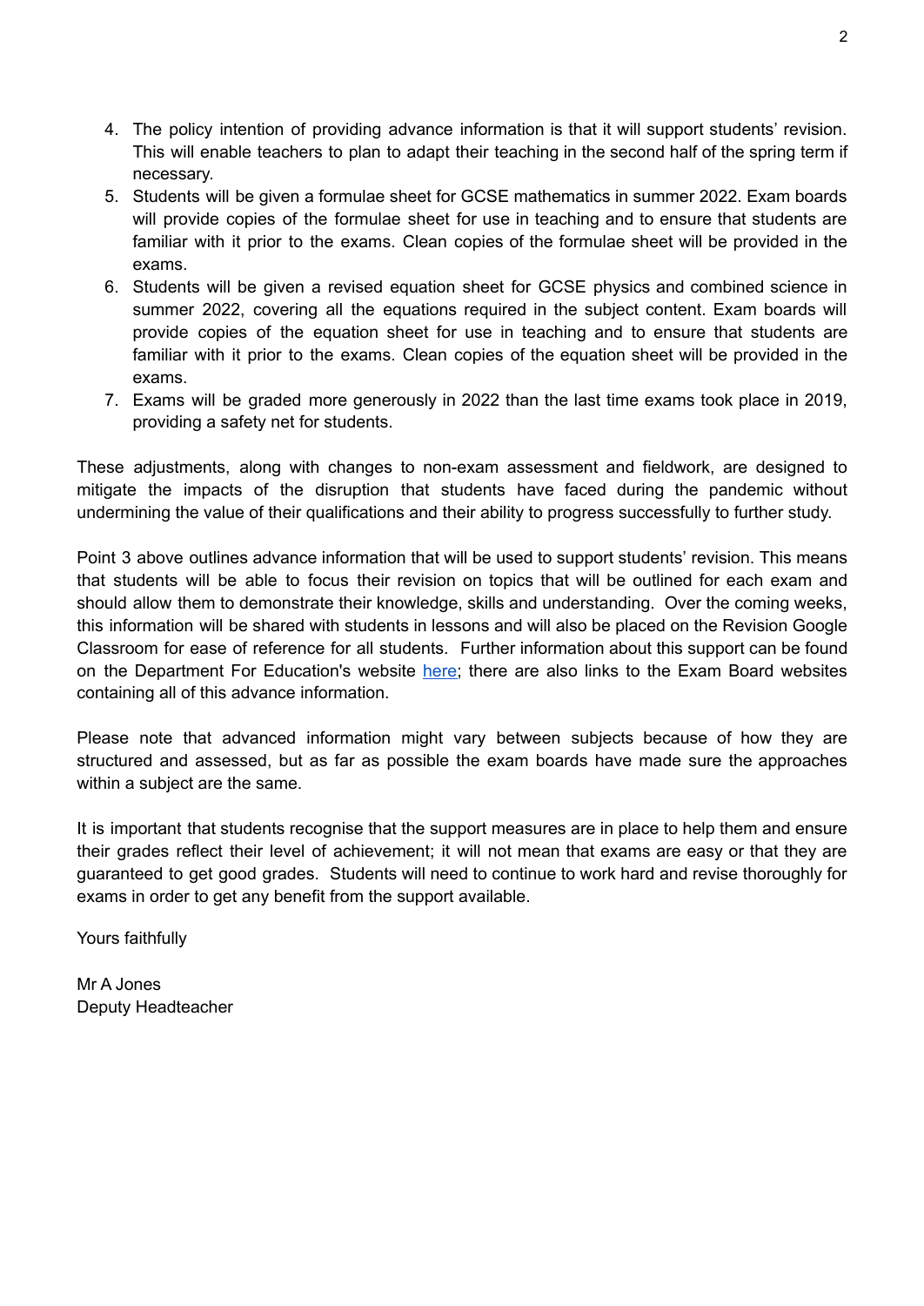4. The policy intention of providing advance information is that it will support students' revision. This will enable teachers to plan to adapt their teaching in the second half of the spring term if necessary.
5. Students will be given a formulae sheet for GCSE mathematics in summer 2022. Exam boards will provide copies of the formulae sheet for use in teaching and to ensure that students are familiar with it prior to the exams. Clean copies of the formulae sheet will be provided in the exams.
6. Students will be given a revised equation sheet for GCSE physics and combined science in summer 2022, covering all the equations required in the subject content. Exam boards will provide copies of the equation sheet for use in teaching and to ensure that students are familiar with it prior to the exams. Clean copies of the equation sheet will be provided in the exams.
7. Exams will be graded more generously in 2022 than the last time exams took place in 2019, providing a safety net for students.

These adjustments, along with changes to non-exam assessment and fieldwork, are designed to mitigate the impacts of the disruption that students have faced during the pandemic without undermining the value of their qualifications and their ability to progress successfully to further study.

Point 3 above outlines advance information that will be used to support students' revision. This means that students will be able to focus their revision on topics that will be outlined for each exam and should allow them to demonstrate their knowledge, skills and understanding. Over the coming weeks, this information will be shared with students in lessons and will also be placed on the Revision Google Classroom for ease of reference for all students. Further information about this support can be found on the Department For Education's website here; there are also links to the Exam Board websites containing all of this advance information.

Please note that advanced information might vary between subjects because of how they are structured and assessed, but as far as possible the exam boards have made sure the approaches within a subject are the same.

It is important that students recognise that the support measures are in place to help them and ensure their grades reflect their level of achievement; it will not mean that exams are easy or that they are guaranteed to get good grades. Students will need to continue to work hard and revise thoroughly for exams in order to get any benefit from the support available.

Yours faithfully

Mr A Jones
Deputy Headteacher